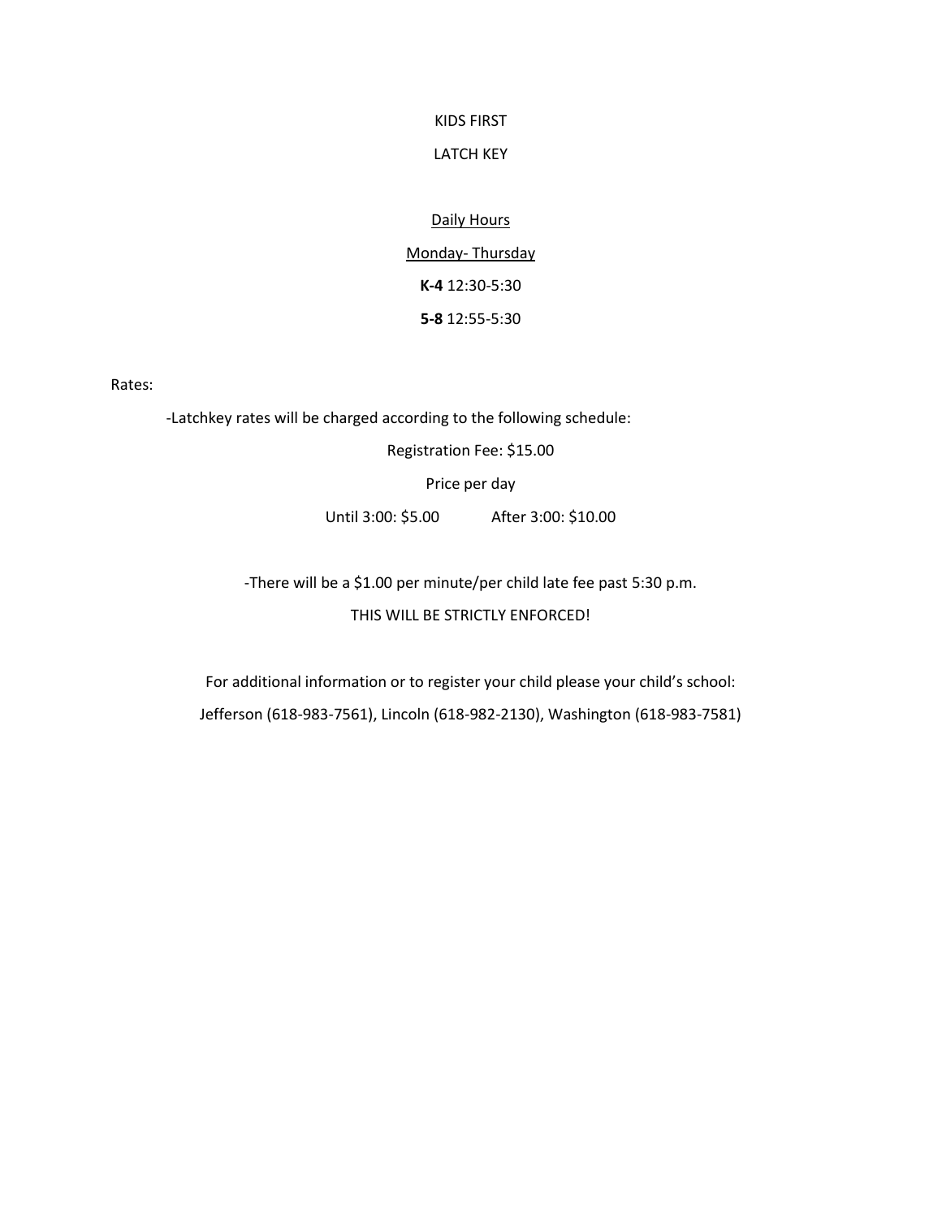KIDS FIRST

LATCH KEY

Daily Hours

Monday- Thursday

**K-4** 12:30-5:30

**5-8** 12:55-5:30

Rates:

-Latchkey rates will be charged according to the following schedule:

Registration Fee: $15.00

Price per day

Until 3:00: $5.00 After 3:00: $10.00

-There will be a $1.00 per minute/per child late fee past 5:30 p.m.

THIS WILL BE STRICTLY ENFORCED!

For additional information or to register your child please your child's school:

Jefferson (618-983-7561), Lincoln (618-982-2130), Washington (618-983-7581)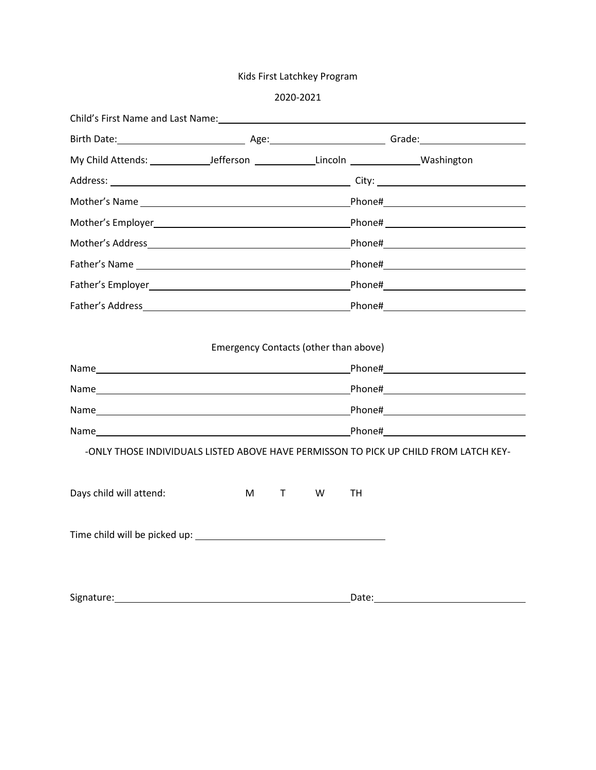# Kids First Latchkey Program

2020-2021

Child's First Name and Last Name: ______________________________________________

Birth Date: ____________________ Age: ____________________ Grade: ____________________

My Child Attends: __________Jefferson __________Lincoln ___________Washington

Address: ________________________________________ City: ____________________

Mother's Name ________________________________________Phone#____________________

Mother's Employer______________________________________Phone# ____________________

Mother's Address_______________________________________Phone#____________________

Father's Name ________________________________________Phone#____________________

Father's Employer______________________________________Phone#____________________

Father's Address_______________________________________Phone#____________________

Emergency Contacts (other than above)

Name__________________________________________________Phone#____________________

Name__________________________________________________Phone#____________________

Name__________________________________________________Phone#____________________

Name__________________________________________________Phone#____________________

-ONLY THOSE INDIVIDUALS LISTED ABOVE HAVE PERMISSON TO PICK UP CHILD FROM LATCH KEY-

Days child will attend: M T W TH

Time child will be picked up: ______________________________

Signature: ________________________________________Date: ____________________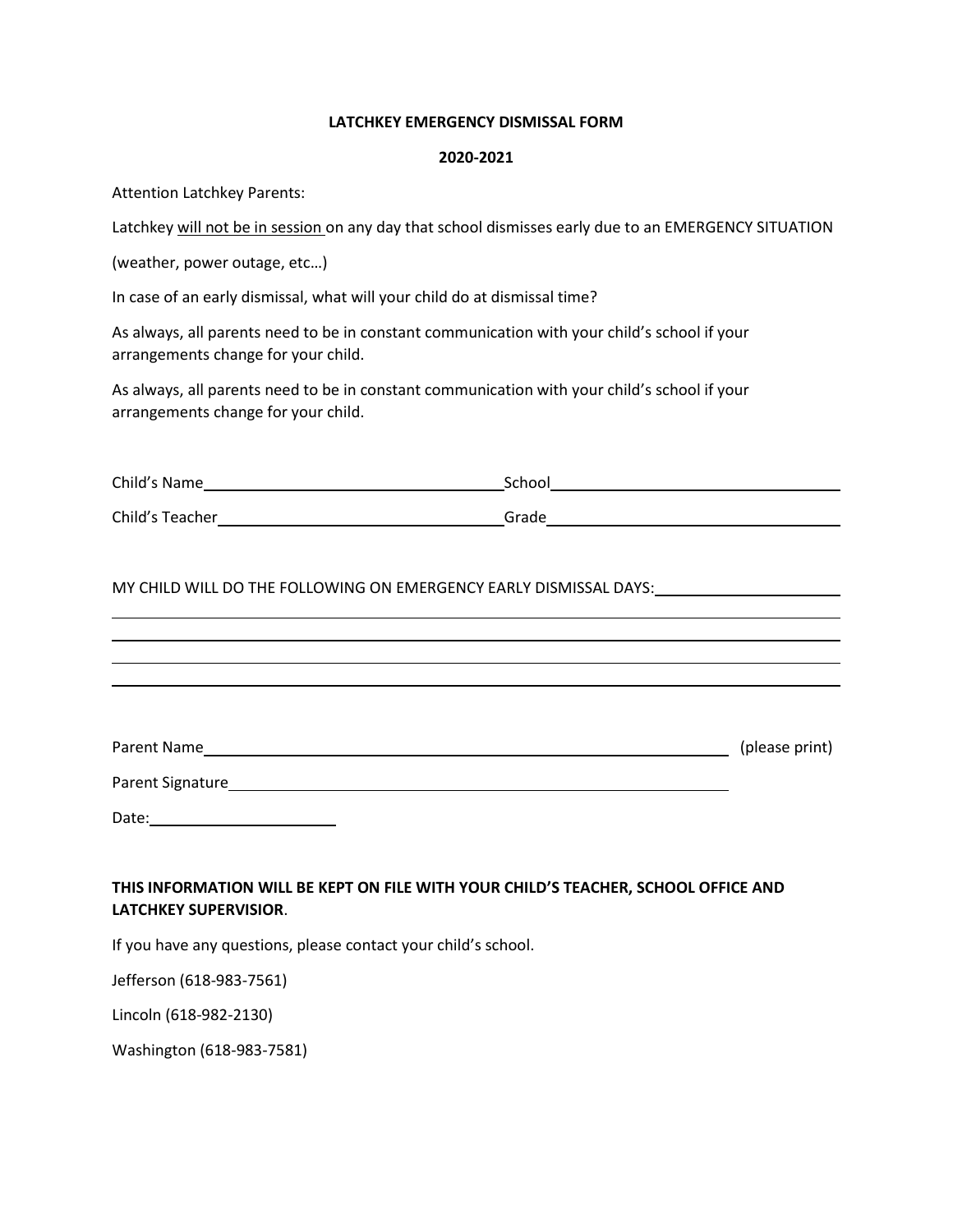**LATCHKEY EMERGENCY DISMISSAL FORM**

**2020-2021**

Attention Latchkey Parents:

Latchkey <u>will not be in session</u> on any day that school dismisses early due to an EMERGENCY SITUATION

(weather, power outage, etc…)

In case of an early dismissal, what will your child do at dismissal time?

As always, all parents need to be in constant communication with your child's school if your arrangements change for your child.

As always, all parents need to be in constant communication with your child's school if your arrangements change for your child.

Child's Name\_\_\_\_\_\_\_\_\_\_\_\_\_\_\_\_\_\_\_\_\_\_\_\_\_\_\_\_\_\_ School\_\_\_\_\_\_\_\_\_\_\_\_\_\_\_\_\_\_\_\_\_\_\_\_\_\_\_\_\_\_

Child's Teacher\_\_\_\_\_\_\_\_\_\_\_\_\_\_\_\_\_\_\_\_\_\_\_\_\_\_\_\_ Grade\_\_\_\_\_\_\_\_\_\_\_\_\_\_\_\_\_\_\_\_\_\_\_\_\_\_\_\_\_\_

MY CHILD WILL DO THE FOLLOWING ON EMERGENCY EARLY DISMISSAL DAYS:\_\_\_\_\_\_\_\_\_\_\_\_\_\_\_\_\_\_\_\_

\_\_\_\_\_\_\_\_\_\_\_\_\_\_\_\_\_\_\_\_\_\_\_\_\_\_\_\_\_\_\_\_\_\_\_\_\_\_\_\_\_\_\_\_\_\_\_\_\_\_\_\_\_\_\_\_\_\_\_\_\_\_\_\_\_\_\_\_\_\_\_\_\_\_

\_\_\_\_\_\_\_\_\_\_\_\_\_\_\_\_\_\_\_\_\_\_\_\_\_\_\_\_\_\_\_\_\_\_\_\_\_\_\_\_\_\_\_\_\_\_\_\_\_\_\_\_\_\_\_\_\_\_\_\_\_\_\_\_\_\_\_\_\_\_\_\_\_\_

\_\_\_\_\_\_\_\_\_\_\_\_\_\_\_\_\_\_\_\_\_\_\_\_\_\_\_\_\_\_\_\_\_\_\_\_\_\_\_\_\_\_\_\_\_\_\_\_\_\_\_\_\_\_\_\_\_\_\_\_\_\_\_\_\_\_\_\_\_\_\_\_\_\_

\_\_\_\_\_\_\_\_\_\_\_\_\_\_\_\_\_\_\_\_\_\_\_\_\_\_\_\_\_\_\_\_\_\_\_\_\_\_\_\_\_\_\_\_\_\_\_\_\_\_\_\_\_\_\_\_\_\_\_\_\_\_\_\_\_\_\_\_\_\_\_\_\_\_

Parent Name\_\_\_\_\_\_\_\_\_\_\_\_\_\_\_\_\_\_\_\_\_\_\_\_\_\_\_\_\_\_\_\_\_\_\_\_\_\_\_\_\_\_\_\_\_\_\_\_\_\_\_\_\_\_\_\_ (please print)

Parent Signature\_\_\_\_\_\_\_\_\_\_\_\_\_\_\_\_\_\_\_\_\_\_\_\_\_\_\_\_\_\_\_\_\_\_\_\_\_\_\_\_\_\_\_\_\_\_\_\_\_\_\_

Date:\_\_\_\_\_\_\_\_\_\_\_\_\_\_\_\_\_\_\_\_

**THIS INFORMATION WILL BE KEPT ON FILE WITH YOUR CHILD'S TEACHER, SCHOOL OFFICE AND LATCHKEY SUPERVISIOR**.

If you have any questions, please contact your child's school.

Jefferson (618-983-7561)

Lincoln (618-982-2130)

Washington (618-983-7581)